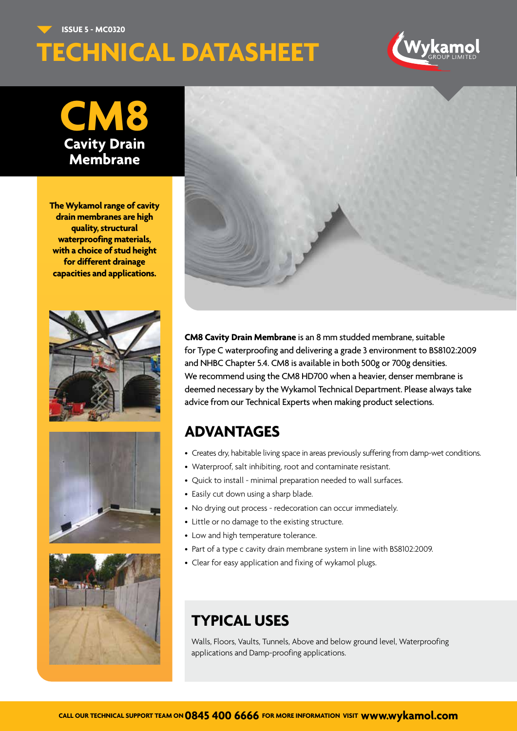ISSUE 5 - MC0320

# TECHNICAL DATASHEET

# CM8
## Cavity Drain Membrane

**The Wykamol range of cavity drain membranes are high quality, structural waterproofing materials, with a choice of stud height for different drainage capacities and applications.**

**CM8 Cavity Drain Membrane** is an 8 mm studded membrane, suitable for Type C waterproofing and delivering a grade 3 environment to BS8102:2009 and NHBC Chapter 5.4. CM8 is available in both 500g or 700g densities. We recommend using the CM8 HD700 when a heavier, denser membrane is deemed necessary by the Wykamol Technical Department. Please always take advice from our Technical Experts when making product selections.

## ADVANTAGES

- Creates dry, habitable living space in areas previously suffering from damp-wet conditions.
- Waterproof, salt inhibiting, root and contaminate resistant.
- Quick to install - minimal preparation needed to wall surfaces.
- Easily cut down using a sharp blade.
- No drying out process - redecoration can occur immediately.
- Little or no damage to the existing structure.
- Low and high temperature tolerance.
- Part of a type c cavity drain membrane system in line with BS8102:2009.
- Clear for easy application and fixing of wykamol plugs.

## TYPICAL USES

Walls, Floors, Vaults, Tunnels, Above and below ground level, Waterproofing applications and Damp-proofing applications.

CALL OUR TECHNICAL SUPPORT TEAM ON **0845 400 6666** FOR MORE INFORMATION VISIT **www.wykamol.com**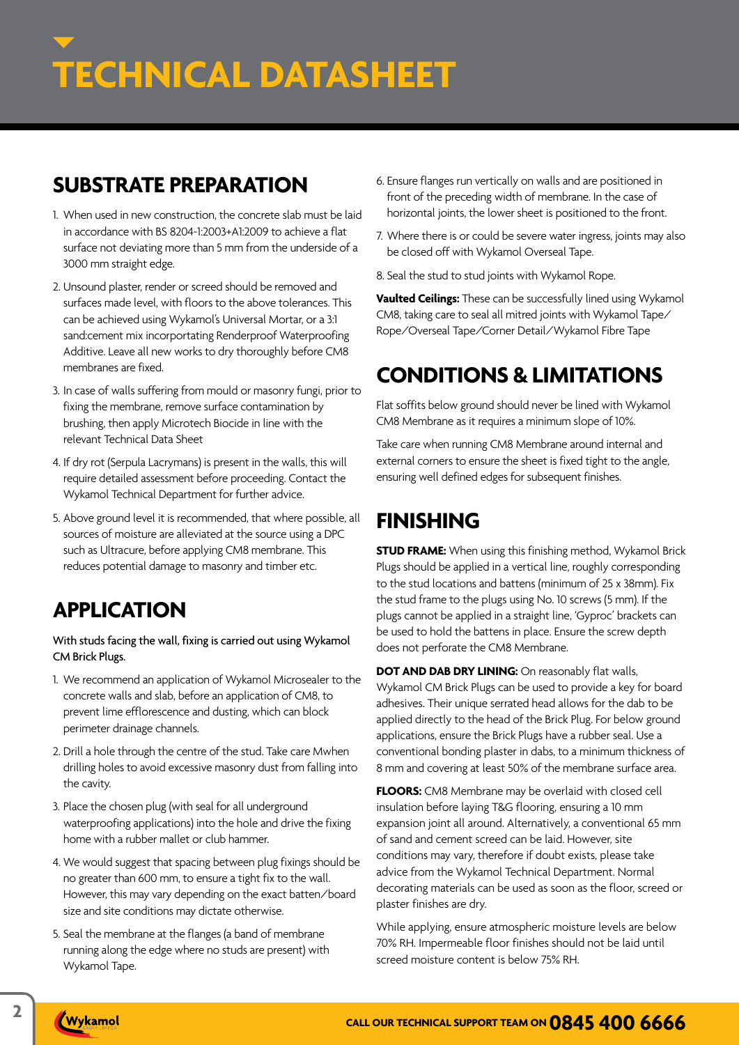# TECHNICAL DATASHEET

## SUBSTRATE PREPARATION

1. When used in new construction, the concrete slab must be laid in accordance with BS 8204-1:2003+A1:2009 to achieve a flat surface not deviating more than 5 mm from the underside of a 3000 mm straight edge.
2. Unsound plaster, render or screed should be removed and surfaces made level, with floors to the above tolerances. This can be achieved using Wykamol's Universal Mortar, or a 3:1 sand:cement mix incorportating Renderproof Waterproofing Additive. Leave all new works to dry thoroughly before CM8 membranes are fixed.
3. In case of walls suffering from mould or masonry fungi, prior to fixing the membrane, remove surface contamination by brushing, then apply Microtech Biocide in line with the relevant Technical Data Sheet
4. If dry rot (Serpula Lacrymans) is present in the walls, this will require detailed assessment before proceeding. Contact the Wykamol Technical Department for further advice.
5. Above ground level it is recommended, that where possible, all sources of moisture are alleviated at the source using a DPC such as Ultracure, before applying CM8 membrane. This reduces potential damage to masonry and timber etc.

## APPLICATION

With studs facing the wall, fixing is carried out using Wykamol CM Brick Plugs.

1. We recommend an application of Wykamol Microsealer to the concrete walls and slab, before an application of CM8, to prevent lime efflorescence and dusting, which can block perimeter drainage channels.
2. Drill a hole through the centre of the stud. Take care Mwhen drilling holes to avoid excessive masonry dust from falling into the cavity.
3. Place the chosen plug (with seal for all underground waterproofing applications) into the hole and drive the fixing home with a rubber mallet or club hammer.
4. We would suggest that spacing between plug fixings should be no greater than 600 mm, to ensure a tight fix to the wall. However, this may vary depending on the exact batten/board size and site conditions may dictate otherwise.
5. Seal the membrane at the flanges (a band of membrane running along the edge where no studs are present) with Wykamol Tape.
6. Ensure flanges run vertically on walls and are positioned in front of the preceding width of membrane. In the case of horizontal joints, the lower sheet is positioned to the front.
7. Where there is or could be severe water ingress, joints may also be closed off with Wykamol Overseal Tape.
8. Seal the stud to stud joints with Wykamol Rope.

**Vaulted Ceilings:** These can be successfully lined using Wykamol CM8, taking care to seal all mitred joints with Wykamol Tape/Rope/Overseal Tape/Corner Detail/Wykamol Fibre Tape

## CONDITIONS & LIMITATIONS

Flat soffits below ground should never be lined with Wykamol CM8 Membrane as it requires a minimum slope of 10%.

Take care when running CM8 Membrane around internal and external corners to ensure the sheet is fixed tight to the angle, ensuring well defined edges for subsequent finishes.

## FINISHING

**STUD FRAME:** When using this finishing method, Wykamol Brick Plugs should be applied in a vertical line, roughly corresponding to the stud locations and battens (minimum of 25 x 38mm). Fix the stud frame to the plugs using No. 10 screws (5 mm). If the plugs cannot be applied in a straight line, 'Gyproc' brackets can be used to hold the battens in place. Ensure the screw depth does not perforate the CM8 Membrane.

**DOT AND DAB DRY LINING:** On reasonably flat walls, Wykamol CM Brick Plugs can be used to provide a key for board adhesives. Their unique serrated head allows for the dab to be applied directly to the head of the Brick Plug. For below ground applications, ensure the Brick Plugs have a rubber seal. Use a conventional bonding plaster in dabs, to a minimum thickness of 8 mm and covering at least 50% of the membrane surface area.

**FLOORS:** CM8 Membrane may be overlaid with closed cell insulation before laying T&G flooring, ensuring a 10 mm expansion joint all around. Alternatively, a conventional 65 mm of sand and cement screed can be laid. However, site conditions may vary, therefore if doubt exists, please take advice from the Wykamol Technical Department. Normal decorating materials can be used as soon as the floor, screed or plaster finishes are dry.

While applying, ensure atmospheric moisture levels are below 70% RH. Impermeable floor finishes should not be laid until screed moisture content is below 75% RH.

CALL OUR TECHNICAL SUPPORT TEAM ON **0845 400 6666**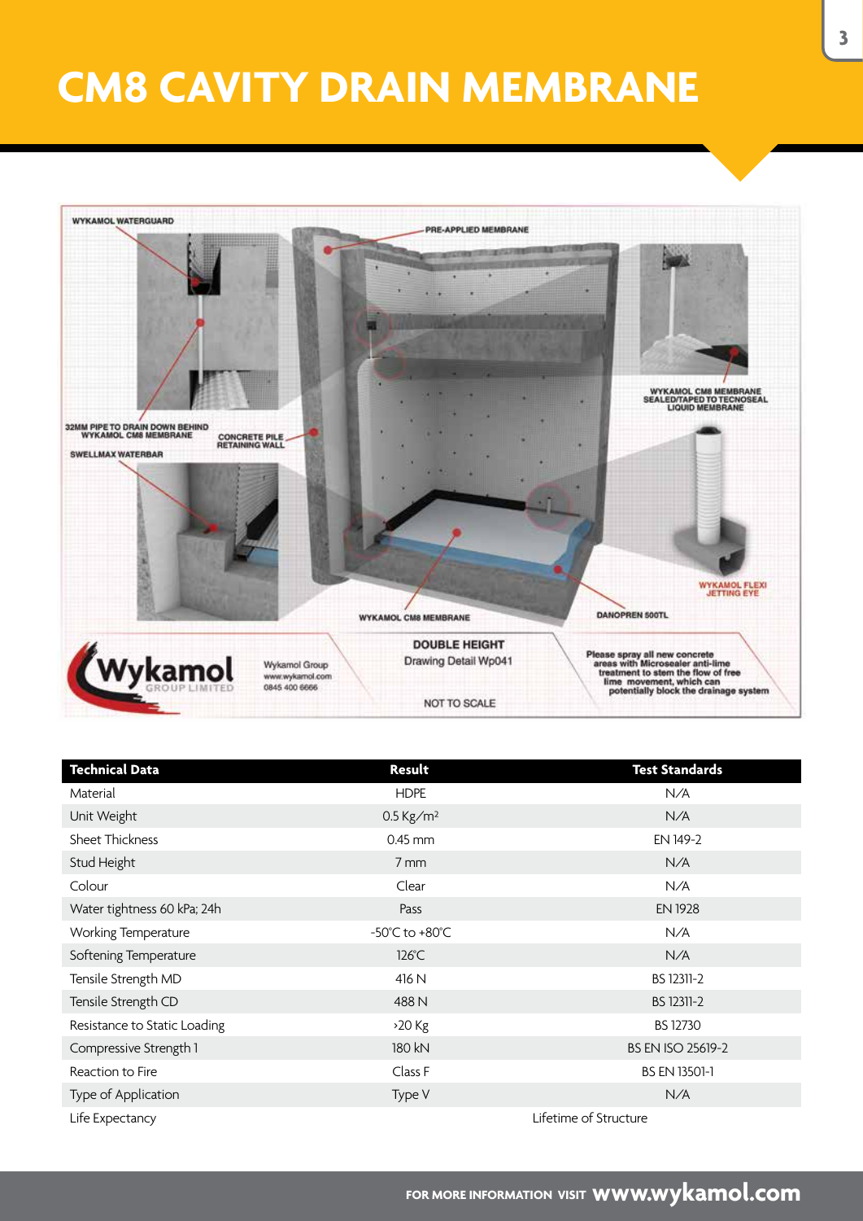# CM8 CAVITY DRAIN MEMBRANE

| Technical Data | Result | Test Standards |
|---|---|---|
| Material | HDPE | N/A |
| Unit Weight | 0.5 Kg/m² | N/A |
| Sheet Thickness | 0.45 mm | EN 149-2 |
| Stud Height | 7 mm | N/A |
| Colour | Clear | N/A |
| Water tightness 60 kPa; 24h | Pass | EN 1928 |
| Working Temperature | -50°C to +80°C | N/A |
| Softening Temperature | 126°C | N/A |
| Tensile Strength MD | 416 N | BS 12311-2 |
| Tensile Strength CD | 488 N | BS 12311-2 |
| Resistance to Static Loading | >20 Kg | BS 12730 |
| Compressive Strength 1 | 180 kN | BS EN ISO 25619-2 |
| Reaction to Fire | Class F | BS EN 13501-1 |
| Type of Application | Type V | N/A |
| Life Expectancy | Lifetime of Structure | |

FOR MORE INFORMATION VISIT **www.wykamol.com**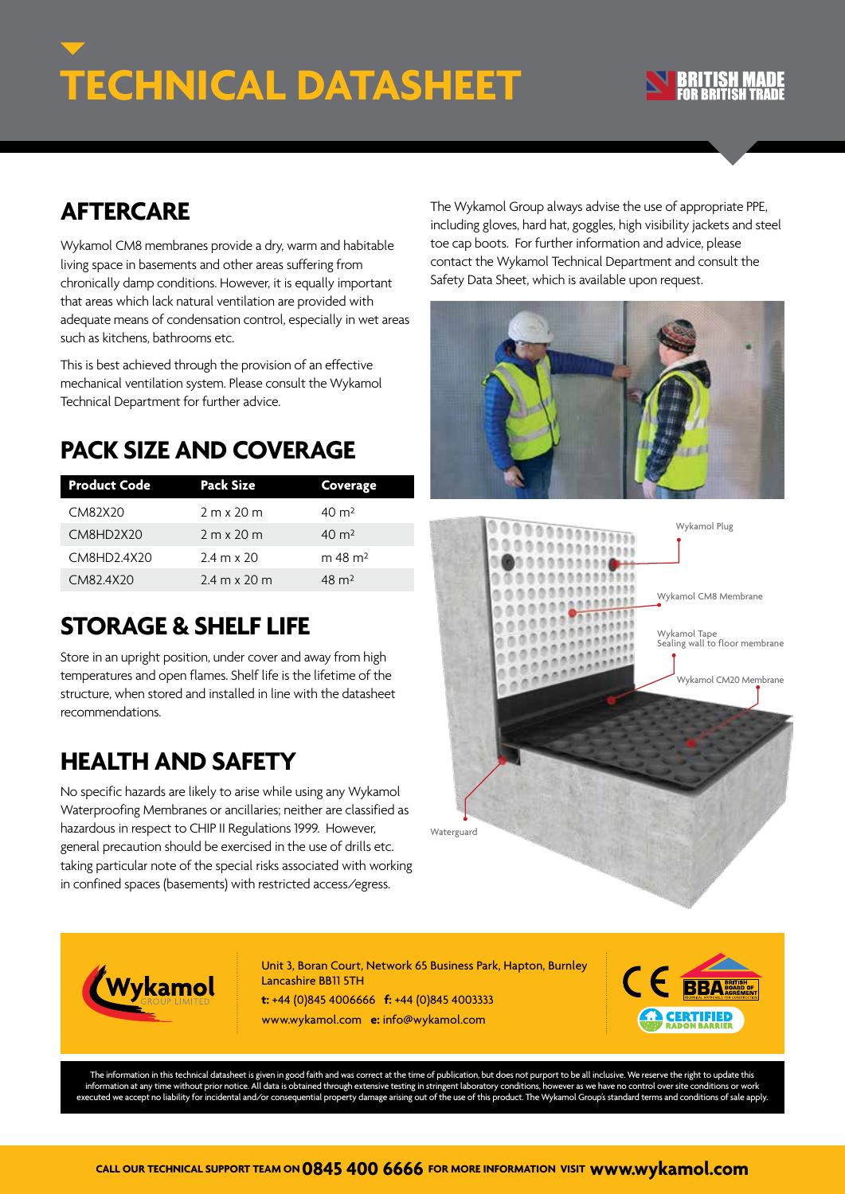# TECHNICAL DATASHEET

## AFTERCARE

Wykamol CM8 membranes provide a dry, warm and habitable living space in basements and other areas suffering from chronically damp conditions. However, it is equally important that areas which lack natural ventilation are provided with adequate means of condensation control, especially in wet areas such as kitchens, bathrooms etc.

This is best achieved through the provision of an effective mechanical ventilation system. Please consult the Wykamol Technical Department for further advice.

## PACK SIZE AND COVERAGE

| Product Code | Pack Size | Coverage |
|---|---|---|
| CM82X20 | 2 m x 20 m | 40 m² |
| CM8HD2X20 | 2 m x 20 m | 40 m² |
| CM8HD2.4X20 | 2.4 m x 20 | m 48 m² |
| CM82.4X20 | 2.4 m x 20 m | 48 m² |

## STORAGE & SHELF LIFE

Store in an upright position, under cover and away from high temperatures and open flames. Shelf life is the lifetime of the structure, when stored and installed in line with the datasheet recommendations.

## HEALTH AND SAFETY

No specific hazards are likely to arise while using any Wykamol Waterproofing Membranes or ancillaries; neither are classified as hazardous in respect to CHIP II Regulations 1999. However, general precaution should be exercised in the use of drills etc. taking particular note of the special risks associated with working in confined spaces (basements) with restricted access/egress.

The Wykamol Group always advise the use of appropriate PPE, including gloves, hard hat, goggles, high visibility jackets and steel toe cap boots. For further information and advice, please contact the Wykamol Technical Department and consult the Safety Data Sheet, which is available upon request.

Wykamol Plug

Wykamol CM8 Membrane

Wykamol Tape
Sealing wall to floor membrane

Wykamol CM20 Membrane

Waterguard

Unit 3, Boran Court, Network 65 Business Park, Hapton, Burnley
Lancashire BB11 5TH
**t:** +44 (0)845 4006666 **f:** +44 (0)845 4003333
www.wykamol.com **e:** info@wykamol.com

The information in this technical datasheet is given in good faith and was correct at the time of publication, but does not purport to be all inclusive. We reserve the right to update this information at any time without prior notice. All data is obtained through extensive testing in stringent laboratory conditions, however as we have no control over site conditions or work executed we accept no liability for incidental and/or consequential property damage arising out of the use of this product. The Wykamol Group's standard terms and conditions of sale apply.

CALL OUR TECHNICAL SUPPORT TEAM ON **0845 400 6666** FOR MORE INFORMATION VISIT **www.wykamol.com**